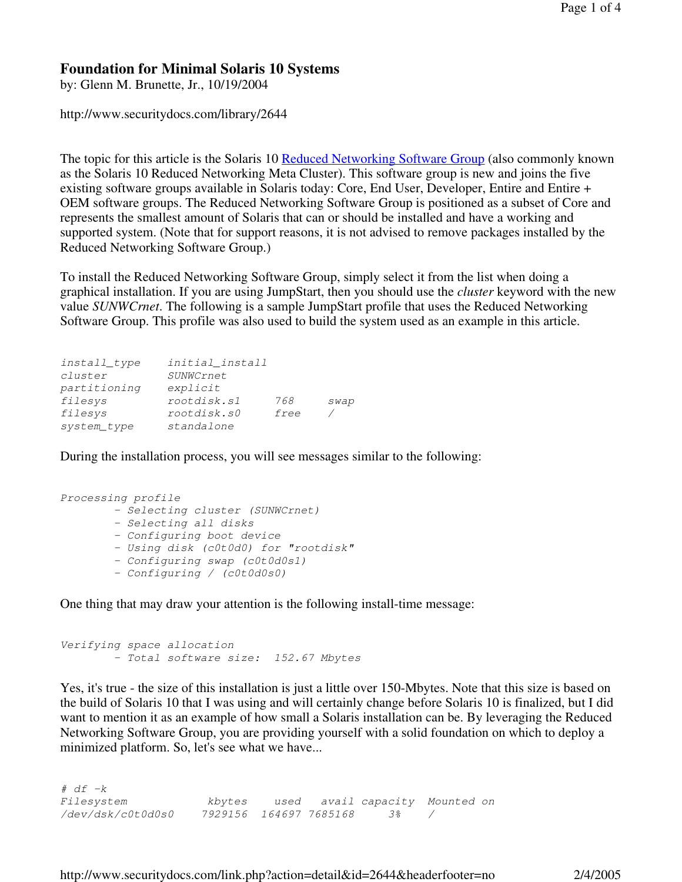# Foundation for Minimal Solaris 10 Systems

by: Glenn M. Brunette, Jr., 10/19/2004

http://www.securitydocs.com/library/2644

The topic for this article is the Solaris 10 [Reduced Networking Software Group] (also commonly known as the Solaris 10 Reduced Networking Meta Cluster). This software group is new and joins the five existing software groups available in Solaris today: Core, End User, Developer, Entire and Entire + OEM software groups. The Reduced Networking Software Group is positioned as a subset of Core and represents the smallest amount of Solaris that can or should be installed and have a working and supported system. (Note that for support reasons, it is not advised to remove packages installed by the Reduced Networking Software Group.)

To install the Reduced Networking Software Group, simply select it from the list when doing a graphical installation. If you are using JumpStart, then you should use the *cluster* keyword with the new value *SUNWCrnet*. The following is a sample JumpStart profile that uses the Reduced Networking Software Group. This profile was also used to build the system used as an example in this article.

```
install_type    initial_install
cluster         SUNWCrnet
partitioning    explicit
filesys         rootdisk.s1     768     swap
filesys         rootdisk.s0     free    /
system_type     standalone
```

During the installation process, you will see messages similar to the following:

```
Processing profile
        - Selecting cluster (SUNWCrnet)
        - Selecting all disks
        - Configuring boot device
        - Using disk (c0t0d0) for "rootdisk"
        - Configuring swap (c0t0d0s1)
        - Configuring / (c0t0d0s0)
```

One thing that may draw your attention is the following install-time message:

```
Verifying space allocation
        - Total software size:  152.67 Mbytes
```

Yes, it's true - the size of this installation is just a little over 150-Mbytes. Note that this size is based on the build of Solaris 10 that I was using and will certainly change before Solaris 10 is finalized, but I did want to mention it as an example of how small a Solaris installation can be. By leveraging the Reduced Networking Software Group, you are providing yourself with a solid foundation on which to deploy a minimized platform. So, let's see what we have...

```
# df -k
Filesystem            kbytes    used   avail capacity  Mounted on
/dev/dsk/c0t0d0s0    7929156  164697 7685168     3%    /
```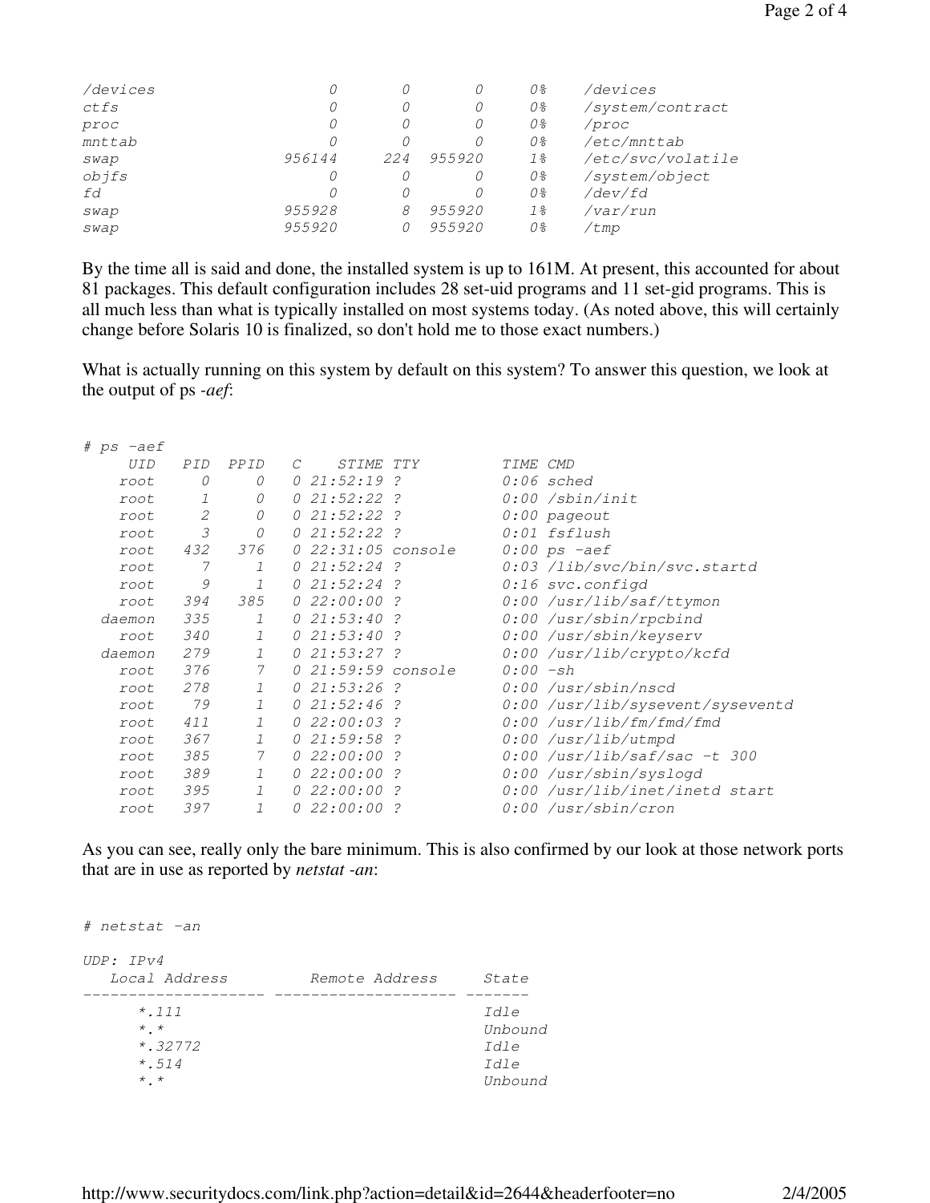```
/devices                 0        0        0      0%    /devices
ctfs                     0        0        0      0%    /system/contract
proc                     0        0        0      0%    /proc
mnttab                   0        0        0      0%    /etc/mnttab
swap                956144      224   955920      1%    /etc/svc/volatile
objfs                    0        0        0      0%    /system/object
fd                       0        0        0      0%    /dev/fd
swap                955928        8   955920      1%    /var/run
swap                955920        0   955920      0%    /tmp
```

By the time all is said and done, the installed system is up to 161M. At present, this accounted for about 81 packages. This default configuration includes 28 set-uid programs and 11 set-gid programs. This is all much less than what is typically installed on most systems today. (As noted above, this will certainly change before Solaris 10 is finalized, so don't hold me to those exact numbers.)

What is actually running on this system by default on this system? To answer this question, we look at the output of ps *-aef*:

```
# ps -aef
     UID   PID  PPID   C    STIME TTY         TIME CMD
    root     0     0   0 21:52:19 ?           0:06 sched
    root     1     0   0 21:52:22 ?           0:00 /sbin/init
    root     2     0   0 21:52:22 ?           0:00 pageout
    root     3     0   0 21:52:22 ?           0:01 fsflush
    root   432   376   0 22:31:05 console     0:00 ps -aef
    root     7     1   0 21:52:24 ?           0:03 /lib/svc/bin/svc.startd
    root     9     1   0 21:52:24 ?           0:16 svc.configd
    root   394   385   0 22:00:00 ?           0:00 /usr/lib/saf/ttymon
  daemon   335     1   0 21:53:40 ?           0:00 /usr/sbin/rpcbind
    root   340     1   0 21:53:40 ?           0:00 /usr/sbin/keyserv
  daemon   279     1   0 21:53:27 ?           0:00 /usr/lib/crypto/kcfd
    root   376     7   0 21:59:59 console     0:00 -sh
    root   278     1   0 21:53:26 ?           0:00 /usr/sbin/nscd
    root    79     1   0 21:52:46 ?           0:00 /usr/lib/sysevent/syseventd
    root   411     1   0 22:00:03 ?           0:00 /usr/lib/fm/fmd/fmd
    root   367     1   0 21:59:58 ?           0:00 /usr/lib/utmpd
    root   385     7   0 22:00:00 ?           0:00 /usr/lib/saf/sac -t 300
    root   389     1   0 22:00:00 ?           0:00 /usr/sbin/syslogd
    root   395     1   0 22:00:00 ?           0:00 /usr/lib/inet/inetd start
    root   397     1   0 22:00:00 ?           0:00 /usr/sbin/cron
```

As you can see, really only the bare minimum. This is also confirmed by our look at those network ports that are in use as reported by *netstat -an*:

```
# netstat -an

UDP: IPv4
   Local Address         Remote Address     State
-------------------- -------------------- -------
      *.111                                 Idle
      *.*                                   Unbound
      *.32772                               Idle
      *.514                                 Idle
      *.*                                   Unbound
```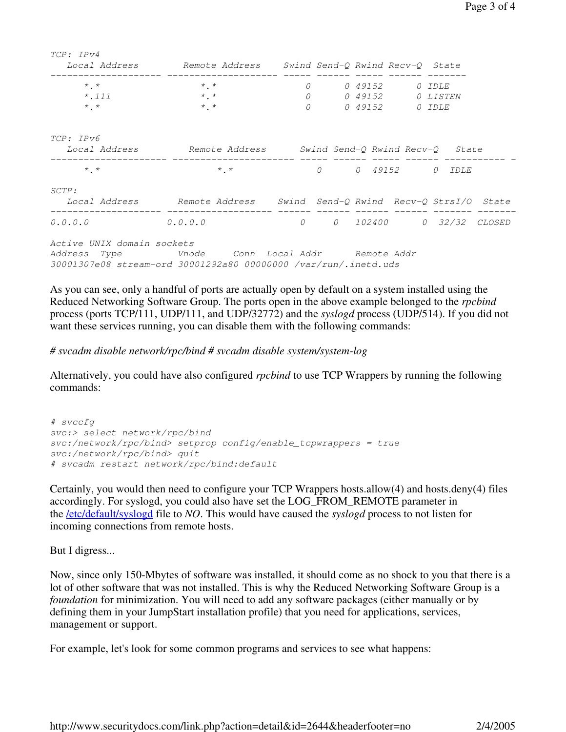```
TCP: IPv4
   Local Address        Remote Address    Swind Send-Q Rwind Recv-Q  State
-------------------- -------------------- ----- ------ ----- ------ -------
      *.*                  *.*                0      0 49152      0 IDLE
      *.111                *.*                0      0 49152      0 LISTEN
      *.*                  *.*                0      0 49152      0 IDLE


TCP: IPv6
   Local Address          Remote Address      Swind Send-Q Rwind Recv-Q   State
--------------------- ---------------------- ----- ------ ----- ------ ----------- -
      *.*                     *.*                0      0  49152      0  IDLE

SCTP:
   Local Address       Remote Address    Swind  Send-Q Rwind  Recv-Q StrsI/O  State
-------------------- ------------------- ------ ------ ------ ------ ------- -------
0.0.0.0              0.0.0.0                0      0   102400      0  32/32  CLOSED

Active UNIX domain sockets
Address  Type          Vnode     Conn  Local Addr      Remote Addr
30001307e08 stream-ord 30001292a80 00000000 /var/run/.inetd.uds
```

As you can see, only a handful of ports are actually open by default on a system installed using the Reduced Networking Software Group. The ports open in the above example belonged to the *rpcbind* process (ports TCP/111, UDP/111, and UDP/32772) and the *syslogd* process (UDP/514). If you did not want these services running, you can disable them with the following commands:

*# svcadm disable network/rpc/bind # svcadm disable system/system-log*

Alternatively, you could have also configured *rpcbind* to use TCP Wrappers by running the following commands:

```
# svccfg
svc:> select network/rpc/bind
svc:/network/rpc/bind> setprop config/enable_tcpwrappers = true
svc:/network/rpc/bind> quit
# svcadm restart network/rpc/bind:default
```

Certainly, you would then need to configure your TCP Wrappers hosts.allow(4) and hosts.deny(4) files accordingly. For syslogd, you could also have set the LOG_FROM_REMOTE parameter in the /etc/default/syslogd file to *NO*. This would have caused the *syslogd* process to not listen for incoming connections from remote hosts.

But I digress...

Now, since only 150-Mbytes of software was installed, it should come as no shock to you that there is a lot of other software that was not installed. This is why the Reduced Networking Software Group is a *foundation* for minimization. You will need to add any software packages (either manually or by defining them in your JumpStart installation profile) that you need for applications, services, management or support.

For example, let's look for some common programs and services to see what happens: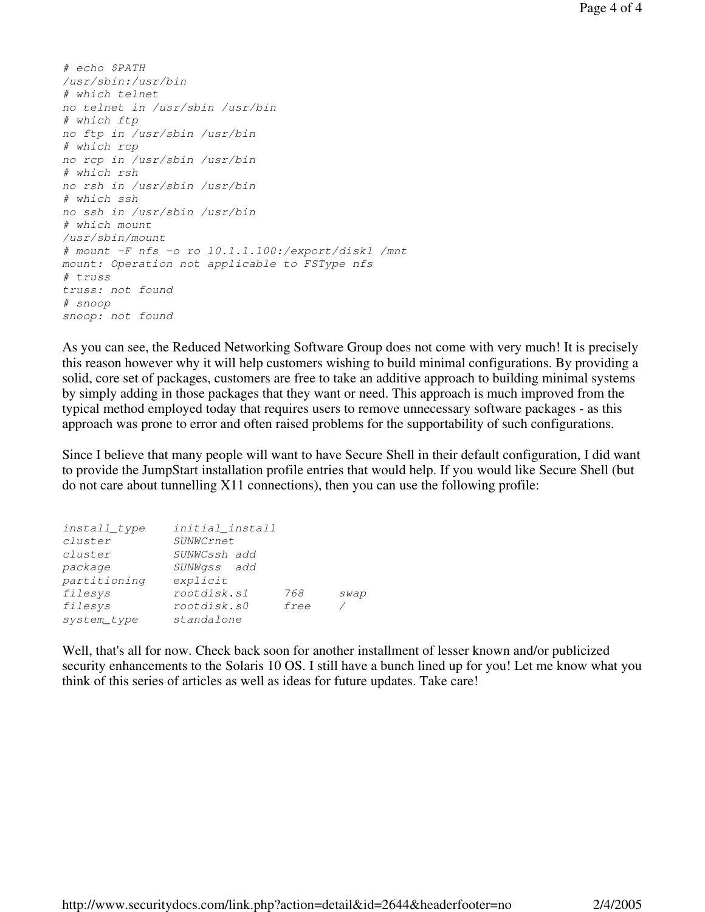```
# echo $PATH
/usr/sbin:/usr/bin
# which telnet
no telnet in /usr/sbin /usr/bin
# which ftp
no ftp in /usr/sbin /usr/bin
# which rcp
no rcp in /usr/sbin /usr/bin
# which rsh
no rsh in /usr/sbin /usr/bin
# which ssh
no ssh in /usr/sbin /usr/bin
# which mount
/usr/sbin/mount
# mount -F nfs -o ro 10.1.1.100:/export/disk1 /mnt
mount: Operation not applicable to FSType nfs
# truss
truss: not found
# snoop
snoop: not found
```

As you can see, the Reduced Networking Software Group does not come with very much! It is precisely this reason however why it will help customers wishing to build minimal configurations. By providing a solid, core set of packages, customers are free to take an additive approach to building minimal systems by simply adding in those packages that they want or need. This approach is much improved from the typical method employed today that requires users to remove unnecessary software packages - as this approach was prone to error and often raised problems for the supportability of such configurations.

Since I believe that many people will want to have Secure Shell in their default configuration, I did want to provide the JumpStart installation profile entries that would help. If you would like Secure Shell (but do not care about tunnelling X11 connections), then you can use the following profile:

```
install_type    initial_install
cluster         SUNWCrnet
cluster         SUNWCssh add
package         SUNWgss  add
partitioning    explicit
filesys         rootdisk.s1      768      swap
filesys         rootdisk.s0      free     /
system_type     standalone
```

Well, that's all for now. Check back soon for another installment of lesser known and/or publicized security enhancements to the Solaris 10 OS. I still have a bunch lined up for you! Let me know what you think of this series of articles as well as ideas for future updates. Take care!